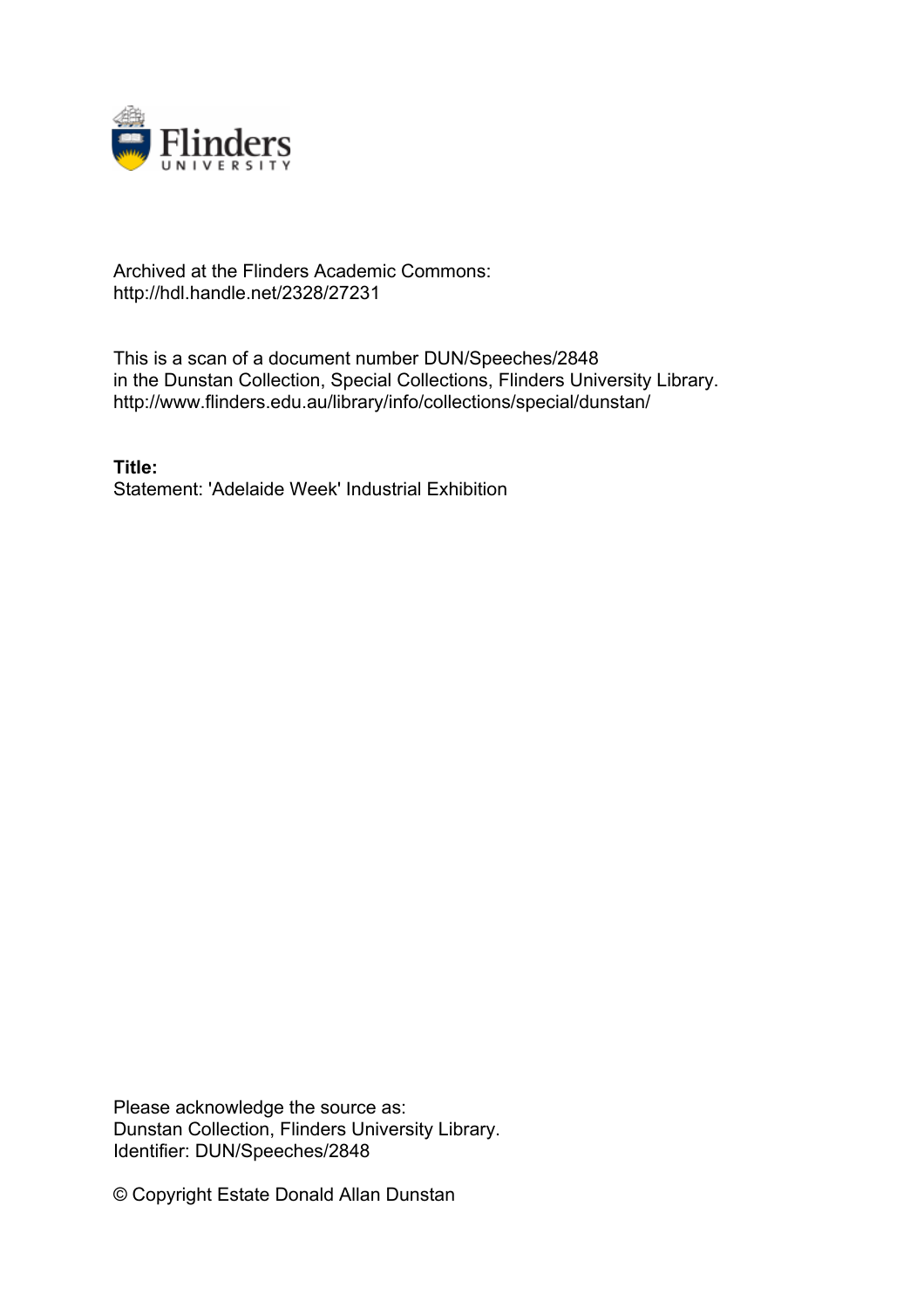Archived at the Flinders Academic Commons:
http://hdl.handle.net/2328/27231

This is a scan of a document number DUN/Speeches/2848
in the Dunstan Collection, Special Collections, Flinders University Library.
http://www.flinders.edu.au/library/info/collections/special/dunstan/

**Title:**
Statement: 'Adelaide Week' Industrial Exhibition

Please acknowledge the source as:
Dunstan Collection, Flinders University Library.
Identifier: DUN/Speeches/2848

© Copyright Estate Donald Allan Dunstan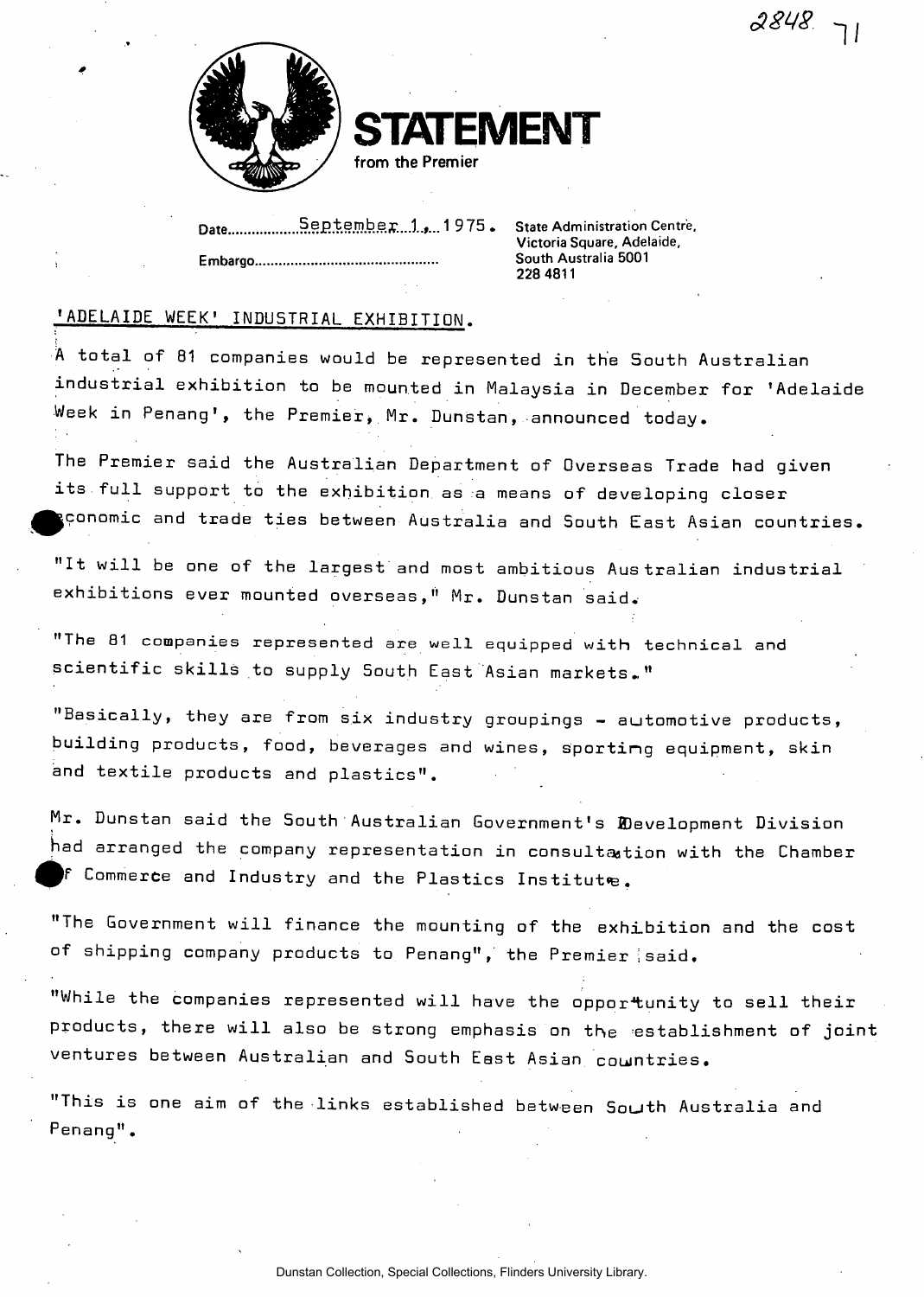2848 71

# STATEMENT

from the Premier

Date September 1, 1975.

Embargo.............................................

State Administration Centre,
Victoria Square, Adelaide,
South Australia 5001
228 4811

'ADELAIDE WEEK' INDUSTRIAL EXHIBITION.

A total of 81 companies would be represented in the South Australian industrial exhibition to be mounted in Malaysia in December for 'Adelaide Week in Penang', the Premier, Mr. Dunstan, announced today.

The Premier said the Australian Department of Overseas Trade had given its full support to the exhibition as a means of developing closer economic and trade ties between Australia and South East Asian countries.

"It will be one of the largest and most ambitious Australian industrial exhibitions ever mounted overseas," Mr. Dunstan said.

"The 81 companies represented are well equipped with technical and scientific skills to supply South East Asian markets."

"Basically, they are from six industry groupings - automotive products, building products, food, beverages and wines, sporting equipment, skin and textile products and plastics".

Mr. Dunstan said the South Australian Government's Development Division had arranged the company representation in consultation with the Chamber of Commerce and Industry and the Plastics Institute.

"The Government will finance the mounting of the exhibition and the cost of shipping company products to Penang", the Premier said.

"While the companies represented will have the opportunity to sell their products, there will also be strong emphasis on the establishment of joint ventures between Australian and South East Asian countries.

"This is one aim of the links established between South Australia and Penang".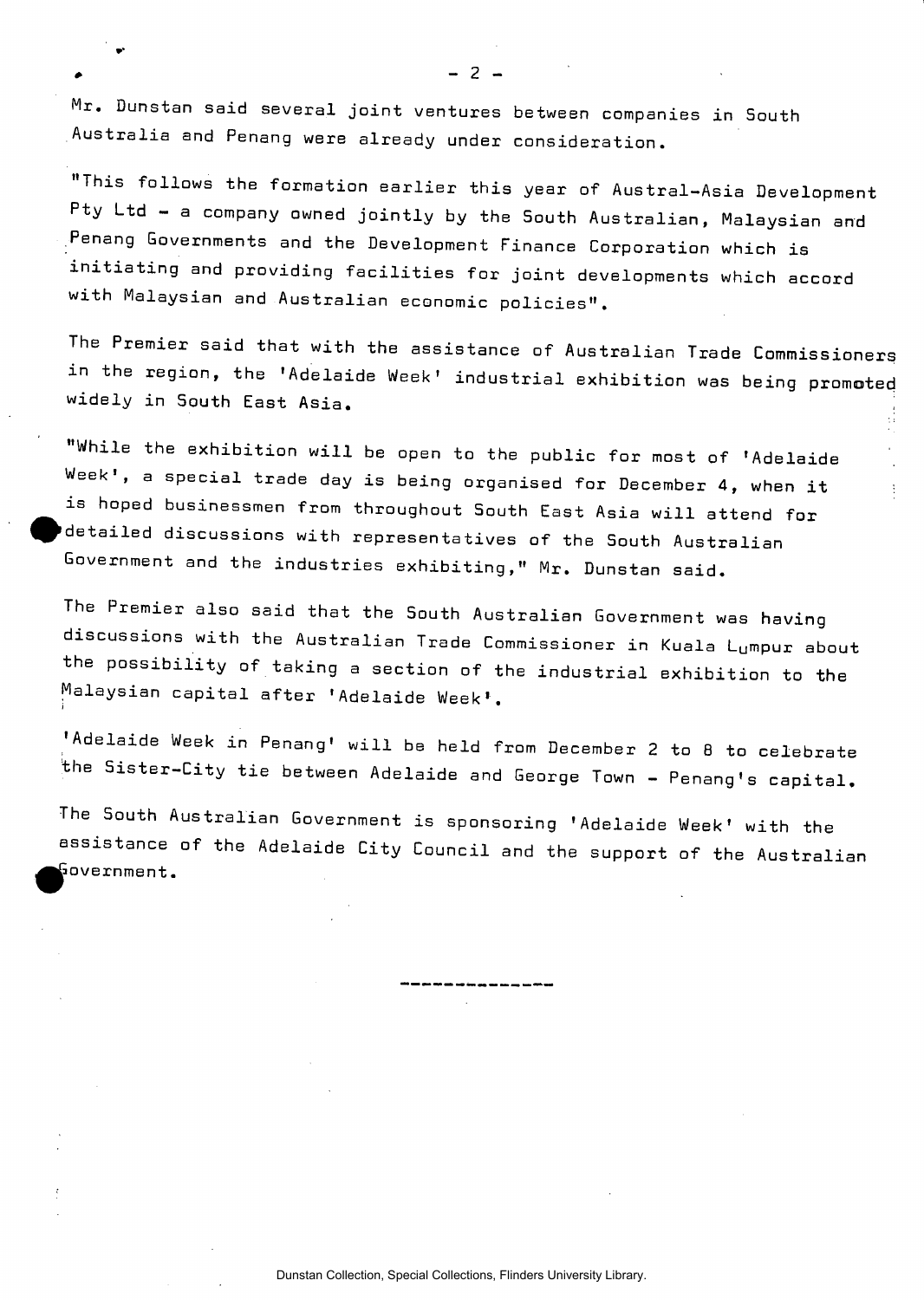Mr. Dunstan said several joint ventures between companies in South Australia and Penang were already under consideration.

"This follows the formation earlier this year of Austral-Asia Development Pty Ltd - a company owned jointly by the South Australian, Malaysian and Penang Governments and the Development Finance Corporation which is initiating and providing facilities for joint developments which accord with Malaysian and Australian economic policies".

The Premier said that with the assistance of Australian Trade Commissioners in the region, the 'Adelaide Week' industrial exhibition was being promoted widely in South East Asia.

"While the exhibition will be open to the public for most of 'Adelaide Week', a special trade day is being organised for December 4, when it is hoped businessmen from throughout South East Asia will attend for detailed discussions with representatives of the South Australian Government and the industries exhibiting," Mr. Dunstan said.

The Premier also said that the South Australian Government was having discussions with the Australian Trade Commissioner in Kuala Lumpur about the possibility of taking a section of the industrial exhibition to the Malaysian capital after 'Adelaide Week'.

'Adelaide Week in Penang' will be held from December 2 to 8 to celebrate the Sister-City tie between Adelaide and George Town - Penang's capital.

The South Australian Government is sponsoring 'Adelaide Week' with the assistance of the Adelaide City Council and the support of the Australian Government.

--------------

Dunstan Collection, Special Collections, Flinders University Library.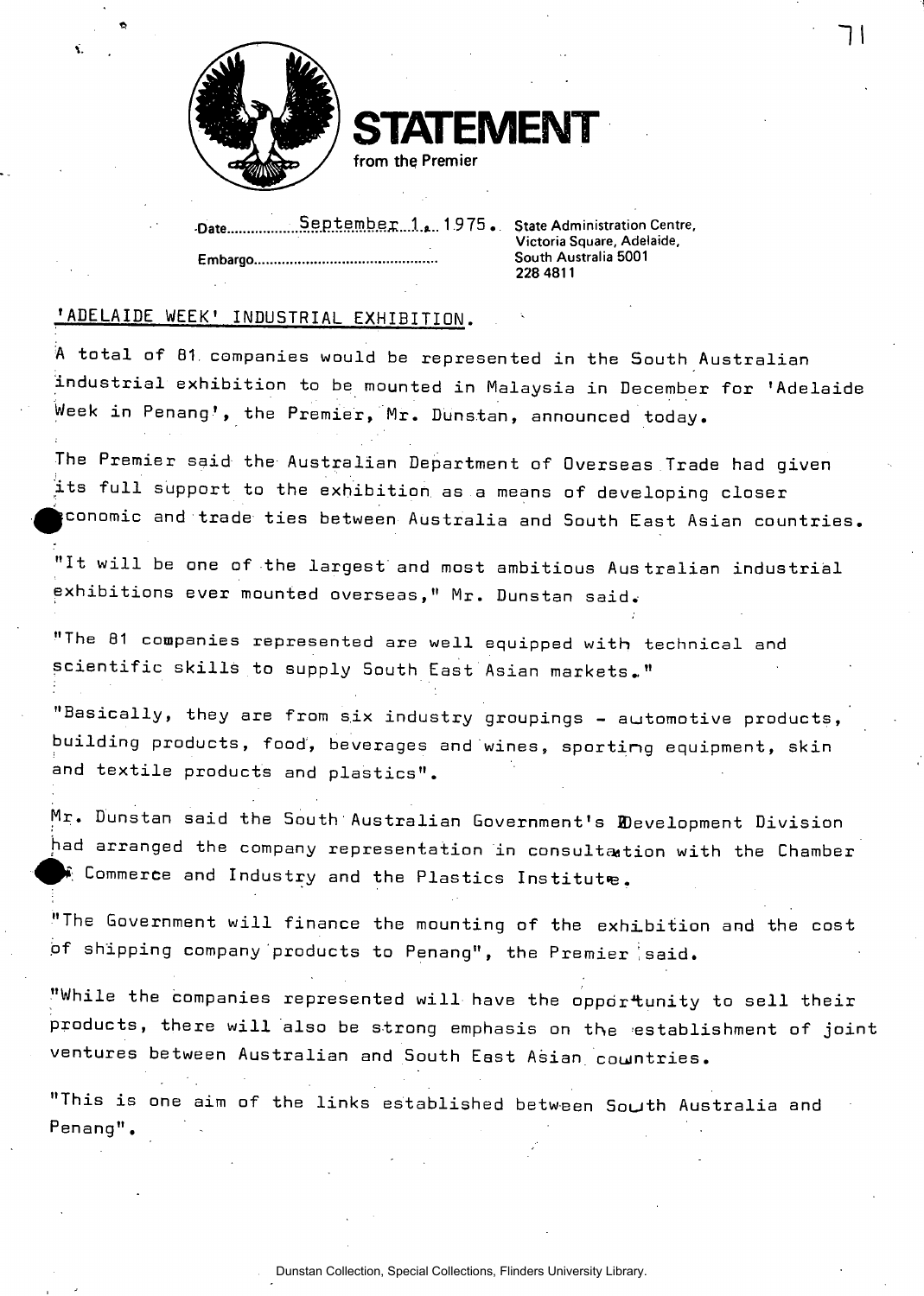# STATEMENT

from the Premier

Date September 1, 1975.

Embargo..............................................

State Administration Centre,
Victoria Square, Adelaide,
South Australia 5001
228 4811

## 'ADELAIDE WEEK' INDUSTRIAL EXHIBITION.

A total of 81 companies would be represented in the South Australian industrial exhibition to be mounted in Malaysia in December for 'Adelaide Week in Penang', the Premier, Mr. Dunstan, announced today.

The Premier said the Australian Department of Overseas Trade had given its full support to the exhibition as a means of developing closer economic and trade ties between Australia and South East Asian countries.

"It will be one of the largest and most ambitious Australian industrial exhibitions ever mounted overseas," Mr. Dunstan said.

"The 81 companies represented are well equipped with technical and scientific skills to supply South East Asian markets."

"Basically, they are from six industry groupings - automotive products, building products, food, beverages and wines, sporting equipment, skin and textile products and plastics".

Mr. Dunstan said the South Australian Government's Development Division had arranged the company representation in consultation with the Chamber of Commerce and Industry and the Plastics Institute.

"The Government will finance the mounting of the exhibition and the cost of shipping company products to Penang", the Premier said.

"While the companies represented will have the opportunity to sell their products, there will also be strong emphasis on the establishment of joint ventures between Australian and South East Asian countries.

"This is one aim of the links established between South Australia and Penang".

Dunstan Collection, Special Collections, Flinders University Library.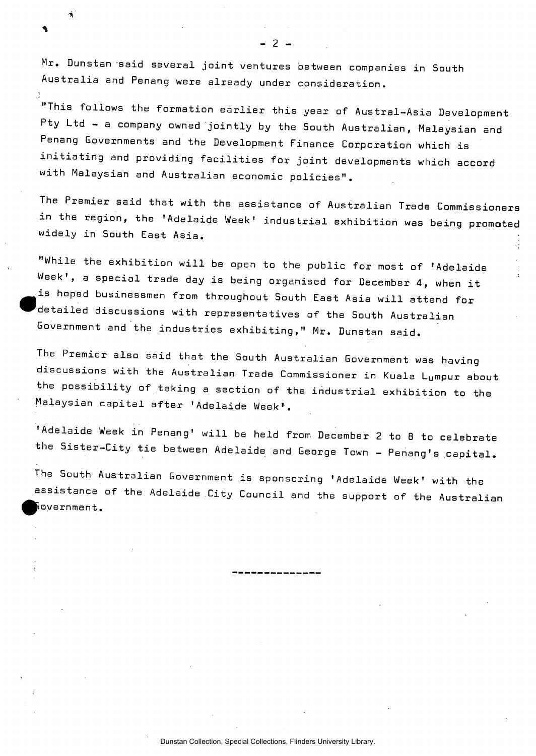Mr. Dunstan said several joint ventures between companies in South Australia and Penang were already under consideration.

"This follows the formation earlier this year of Austral-Asia Development Pty Ltd - a company owned jointly by the South Australian, Malaysian and Penang Governments and the Development Finance Corporation which is initiating and providing facilities for joint developments which accord with Malaysian and Australian economic policies".

The Premier said that with the assistance of Australian Trade Commissioners in the region, the 'Adelaide Week' industrial exhibition was being promoted widely in South East Asia.

"While the exhibition will be open to the public for most of 'Adelaide Week', a special trade day is being organised for December 4, when it is hoped businessmen from throughout South East Asia will attend for detailed discussions with representatives of the South Australian Government and the industries exhibiting," Mr. Dunstan said.

The Premier also said that the South Australian Government was having discussions with the Australian Trade Commissioner in Kuala Lumpur about the possibility of taking a section of the industrial exhibition to the Malaysian capital after 'Adelaide Week'.

'Adelaide Week in Penang' will be held from December 2 to 8 to celebrate the Sister-City tie between Adelaide and George Town - Penang's capital.

The South Australian Government is sponsoring 'Adelaide Week' with the assistance of the Adelaide City Council and the support of the Australian Government.

--------------

Dunstan Collection, Special Collections, Flinders University Library.